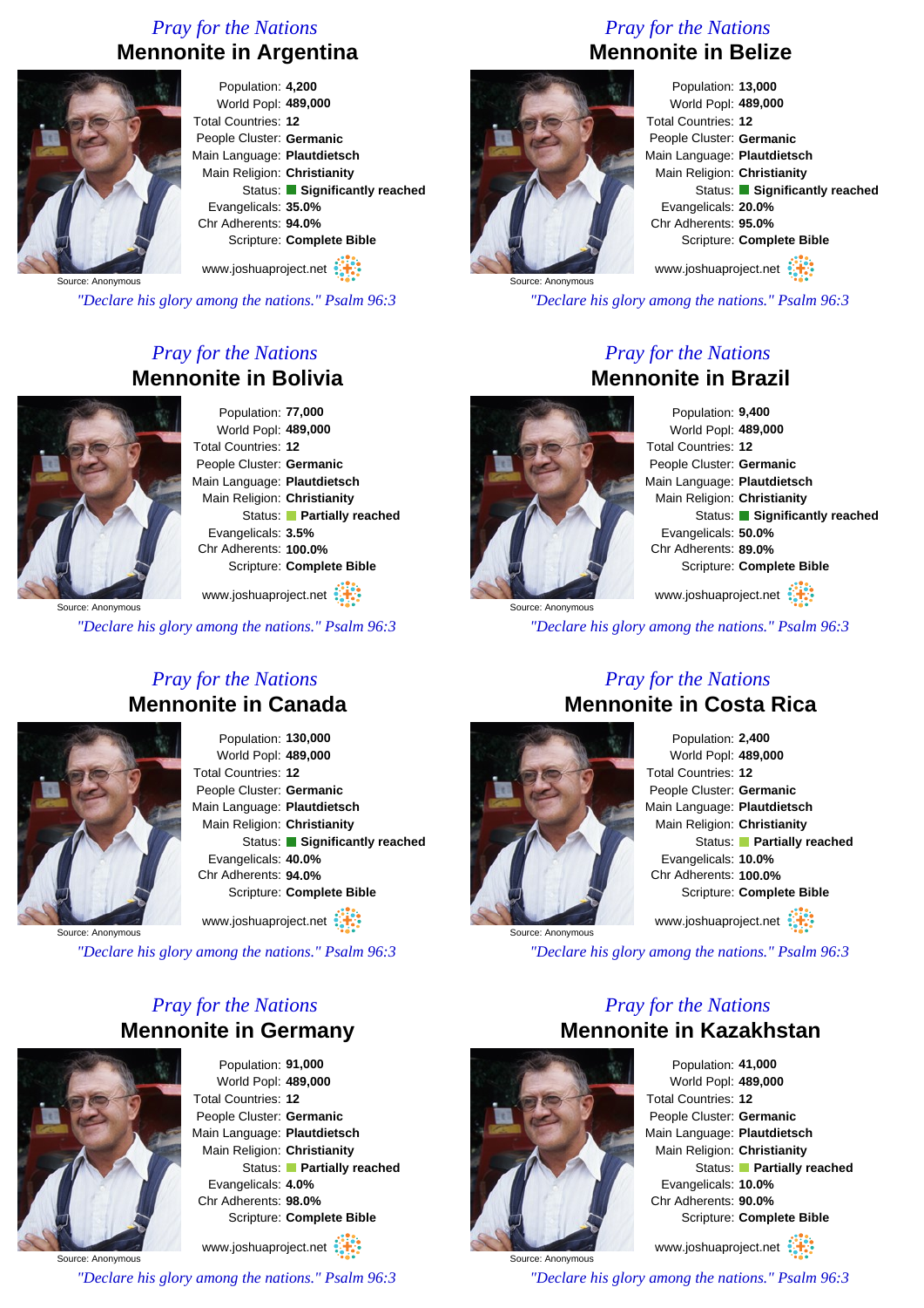*Pray for the Nations*

## Mennonite in Argentina

Source: Anonymous

Population: **4,200**
World Popl: **489,000**
Total Countries: **12**
People Cluster: **Germanic**
Main Language: **Plautdietsch**
Main Religion: **Christianity**
Status: **Significantly reached**
Evangelicals: **35.0%**
Chr Adherents: **94.0%**
Scripture: **Complete Bible**

www.joshuaproject.net

*"Declare his glory among the nations." Psalm 96:3*

*Pray for the Nations*

## Mennonite in Belize

Source: Anonymous

Population: **13,000**
World Popl: **489,000**
Total Countries: **12**
People Cluster: **Germanic**
Main Language: **Plautdietsch**
Main Religion: **Christianity**
Status: **Significantly reached**
Evangelicals: **20.0%**
Chr Adherents: **95.0%**
Scripture: **Complete Bible**

www.joshuaproject.net

*"Declare his glory among the nations." Psalm 96:3*

*Pray for the Nations*

## Mennonite in Bolivia

Source: Anonymous

Population: **77,000**
World Popl: **489,000**
Total Countries: **12**
People Cluster: **Germanic**
Main Language: **Plautdietsch**
Main Religion: **Christianity**
Status: **Partially reached**
Evangelicals: **3.5%**
Chr Adherents: **100.0%**
Scripture: **Complete Bible**

www.joshuaproject.net

*"Declare his glory among the nations." Psalm 96:3*

*Pray for the Nations*

## Mennonite in Brazil

Source: Anonymous

Population: **9,400**
World Popl: **489,000**
Total Countries: **12**
People Cluster: **Germanic**
Main Language: **Plautdietsch**
Main Religion: **Christianity**
Status: **Significantly reached**
Evangelicals: **50.0%**
Chr Adherents: **89.0%**
Scripture: **Complete Bible**

www.joshuaproject.net

*"Declare his glory among the nations." Psalm 96:3*

*Pray for the Nations*

## Mennonite in Canada

Source: Anonymous

Population: **130,000**
World Popl: **489,000**
Total Countries: **12**
People Cluster: **Germanic**
Main Language: **Plautdietsch**
Main Religion: **Christianity**
Status: **Significantly reached**
Evangelicals: **40.0%**
Chr Adherents: **94.0%**
Scripture: **Complete Bible**

www.joshuaproject.net

*"Declare his glory among the nations." Psalm 96:3*

*Pray for the Nations*

## Mennonite in Costa Rica

Source: Anonymous

Population: **2,400**
World Popl: **489,000**
Total Countries: **12**
People Cluster: **Germanic**
Main Language: **Plautdietsch**
Main Religion: **Christianity**
Status: **Partially reached**
Evangelicals: **10.0%**
Chr Adherents: **100.0%**
Scripture: **Complete Bible**

www.joshuaproject.net

*"Declare his glory among the nations." Psalm 96:3*

*Pray for the Nations*

## Mennonite in Germany

Source: Anonymous

Population: **91,000**
World Popl: **489,000**
Total Countries: **12**
People Cluster: **Germanic**
Main Language: **Plautdietsch**
Main Religion: **Christianity**
Status: **Partially reached**
Evangelicals: **4.0%**
Chr Adherents: **98.0%**
Scripture: **Complete Bible**

www.joshuaproject.net

*"Declare his glory among the nations." Psalm 96:3*

*Pray for the Nations*

## Mennonite in Kazakhstan

Source: Anonymous

Population: **41,000**
World Popl: **489,000**
Total Countries: **12**
People Cluster: **Germanic**
Main Language: **Plautdietsch**
Main Religion: **Christianity**
Status: **Partially reached**
Evangelicals: **10.0%**
Chr Adherents: **90.0%**
Scripture: **Complete Bible**

www.joshuaproject.net

*"Declare his glory among the nations." Psalm 96:3*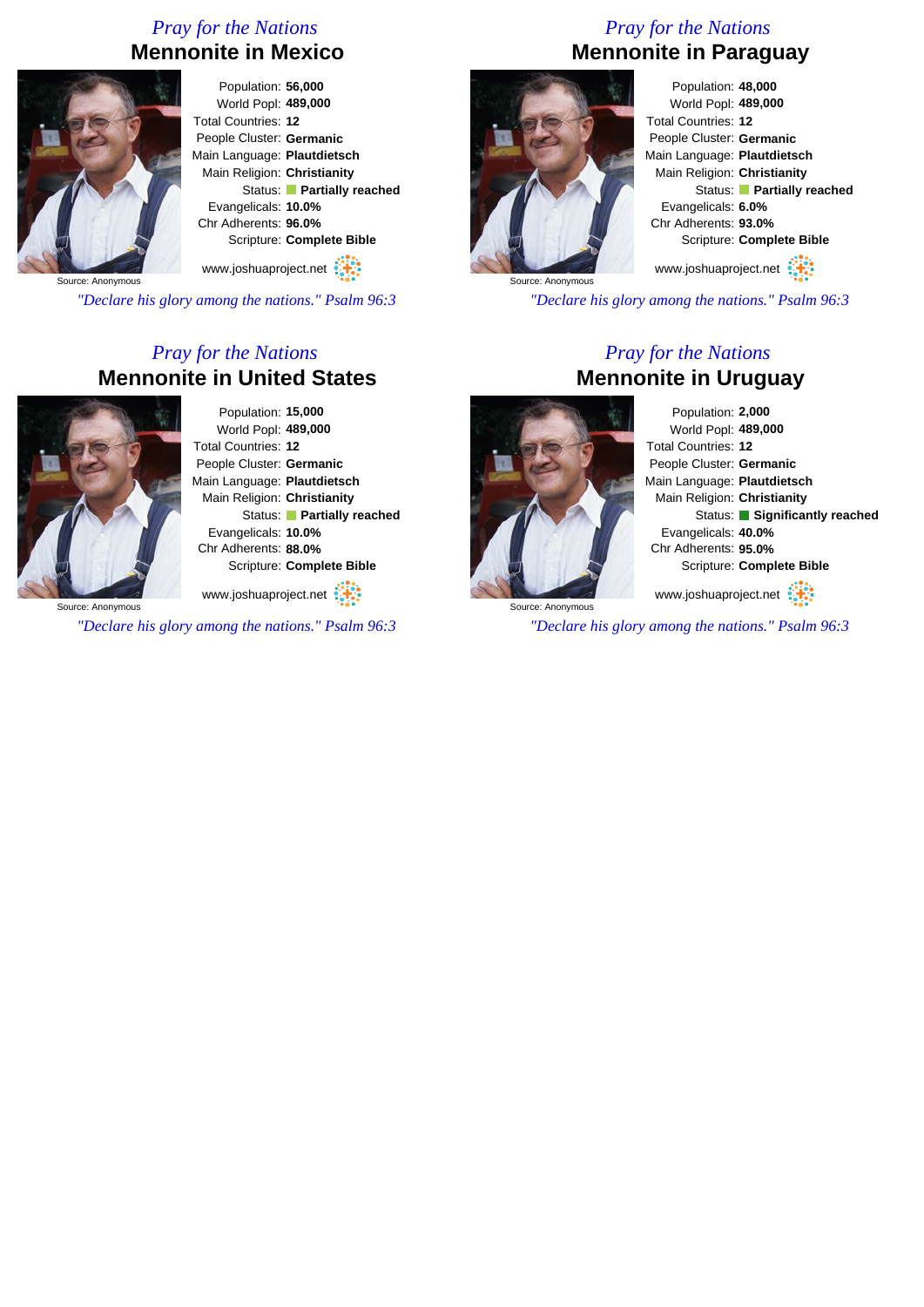*Pray for the Nations*

## Mennonite in Mexico

Population: **56,000**
World Popl: **489,000**
Total Countries: **12**
People Cluster: **Germanic**
Main Language: **Plautdietsch**
Main Religion: **Christianity**
Status: **Partially reached**
Evangelicals: **10.0%**
Chr Adherents: **96.0%**
Scripture: **Complete Bible**

Source: Anonymous

www.joshuaproject.net

*"Declare his glory among the nations." Psalm 96:3*

*Pray for the Nations*

## Mennonite in Paraguay

Population: **48,000**
World Popl: **489,000**
Total Countries: **12**
People Cluster: **Germanic**
Main Language: **Plautdietsch**
Main Religion: **Christianity**
Status: **Partially reached**
Evangelicals: **6.0%**
Chr Adherents: **93.0%**
Scripture: **Complete Bible**

Source: Anonymous

www.joshuaproject.net

*"Declare his glory among the nations." Psalm 96:3*

*Pray for the Nations*

## Mennonite in United States

Population: **15,000**
World Popl: **489,000**
Total Countries: **12**
People Cluster: **Germanic**
Main Language: **Plautdietsch**
Main Religion: **Christianity**
Status: **Partially reached**
Evangelicals: **10.0%**
Chr Adherents: **88.0%**
Scripture: **Complete Bible**

Source: Anonymous

www.joshuaproject.net

*"Declare his glory among the nations." Psalm 96:3*

*Pray for the Nations*

## Mennonite in Uruguay

Population: **2,000**
World Popl: **489,000**
Total Countries: **12**
People Cluster: **Germanic**
Main Language: **Plautdietsch**
Main Religion: **Christianity**
Status: **Significantly reached**
Evangelicals: **40.0%**
Chr Adherents: **95.0%**
Scripture: **Complete Bible**

Source: Anonymous

www.joshuaproject.net

*"Declare his glory among the nations." Psalm 96:3*